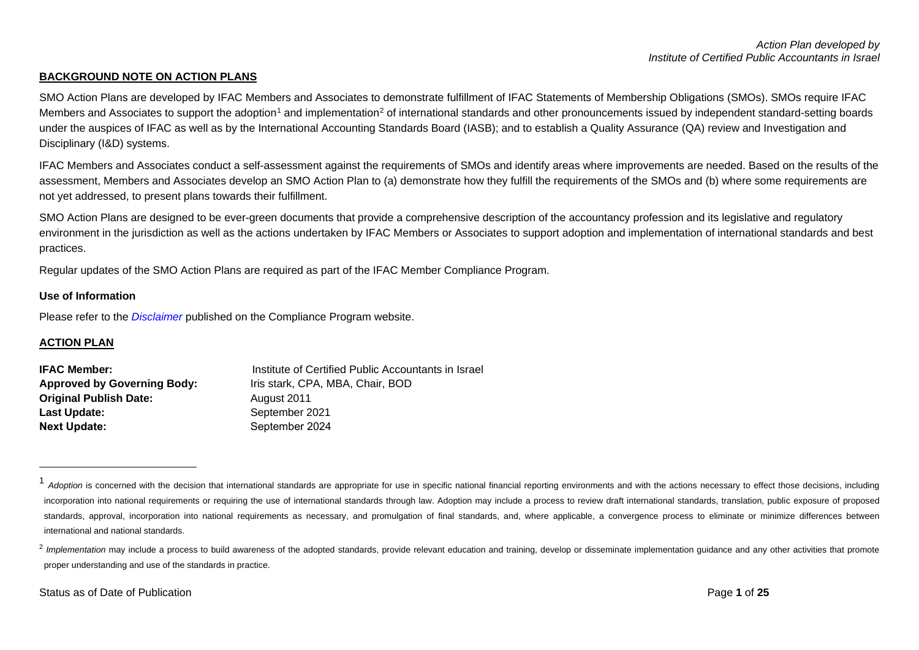## BACKGROUND NOTE ON ACTION PLANS

SMO Action Plans are developed by IFAC Members and Associates to demonstrate fulfillment of IFAC Statements of Membership Obligations (SMOs). SMOs require IFAC Members and Associates to support the adoption[1] and implementation[2] of international standards and other pronouncements issued by independent standard-setting boards under the auspices of IFAC as well as by the International Accounting Standards Board (IASB); and to establish a Quality Assurance (QA) review and Investigation and Disciplinary (I&D) systems.

IFAC Members and Associates conduct a self-assessment against the requirements of SMOs and identify areas where improvements are needed. Based on the results of the assessment, Members and Associates develop an SMO Action Plan to (a) demonstrate how they fulfill the requirements of the SMOs and (b) where some requirements are not yet addressed, to present plans towards their fulfillment.

SMO Action Plans are designed to be ever-green documents that provide a comprehensive description of the accountancy profession and its legislative and regulatory environment in the jurisdiction as well as the actions undertaken by IFAC Members or Associates to support adoption and implementation of international standards and best practices.

Regular updates of the SMO Action Plans are required as part of the IFAC Member Compliance Program.

### Use of Information

Please refer to the *Disclaimer* published on the Compliance Program website.

## ACTION PLAN

**IFAC Member:** Institute of Certified Public Accountants in Israel
**Approved by Governing Body:** Iris stark, CPA, MBA, Chair, BOD
**Original Publish Date:** August 2011
**Last Update:** September 2021
**Next Update:** September 2024

---

[1] *Adoption* is concerned with the decision that international standards are appropriate for use in specific national financial reporting environments and with the actions necessary to effect those decisions, including incorporation into national requirements or requiring the use of international standards through law. Adoption may include a process to review draft international standards, translation, public exposure of proposed standards, approval, incorporation into national requirements as necessary, and promulgation of final standards, and, where applicable, a convergence process to eliminate or minimize differences between international and national standards.

[2] *Implementation* may include a process to build awareness of the adopted standards, provide relevant education and training, develop or disseminate implementation guidance and any other activities that promote proper understanding and use of the standards in practice.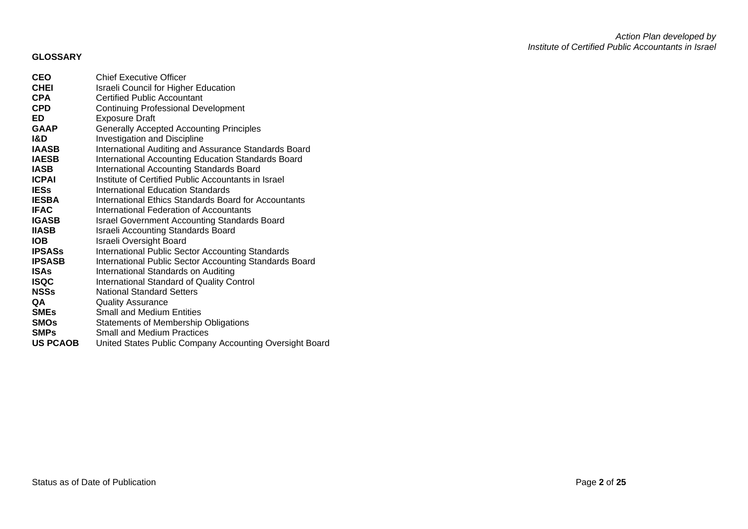## GLOSSARY

| | |
|---|---|
| **CEO** | Chief Executive Officer |
| **CHEI** | Israeli Council for Higher Education |
| **CPA** | Certified Public Accountant |
| **CPD** | Continuing Professional Development |
| **ED** | Exposure Draft |
| **GAAP** | Generally Accepted Accounting Principles |
| **I&D** | Investigation and Discipline |
| **IAASB** | International Auditing and Assurance Standards Board |
| **IAESB** | International Accounting Education Standards Board |
| **IASB** | International Accounting Standards Board |
| **ICPAI** | Institute of Certified Public Accountants in Israel |
| **IESs** | International Education Standards |
| **IESBA** | International Ethics Standards Board for Accountants |
| **IFAC** | International Federation of Accountants |
| **IGASB** | Israel Government Accounting Standards Board |
| **IIASB** | Israeli Accounting Standards Board |
| **IOB** | Israeli Oversight Board |
| **IPSASs** | International Public Sector Accounting Standards |
| **IPSASB** | International Public Sector Accounting Standards Board |
| **ISAs** | International Standards on Auditing |
| **ISQC** | International Standard of Quality Control |
| **NSSs** | National Standard Setters |
| **QA** | Quality Assurance |
| **SMEs** | Small and Medium Entities |
| **SMOs** | Statements of Membership Obligations |
| **SMPs** | Small and Medium Practices |
| **US PCAOB** | United States Public Company Accounting Oversight Board |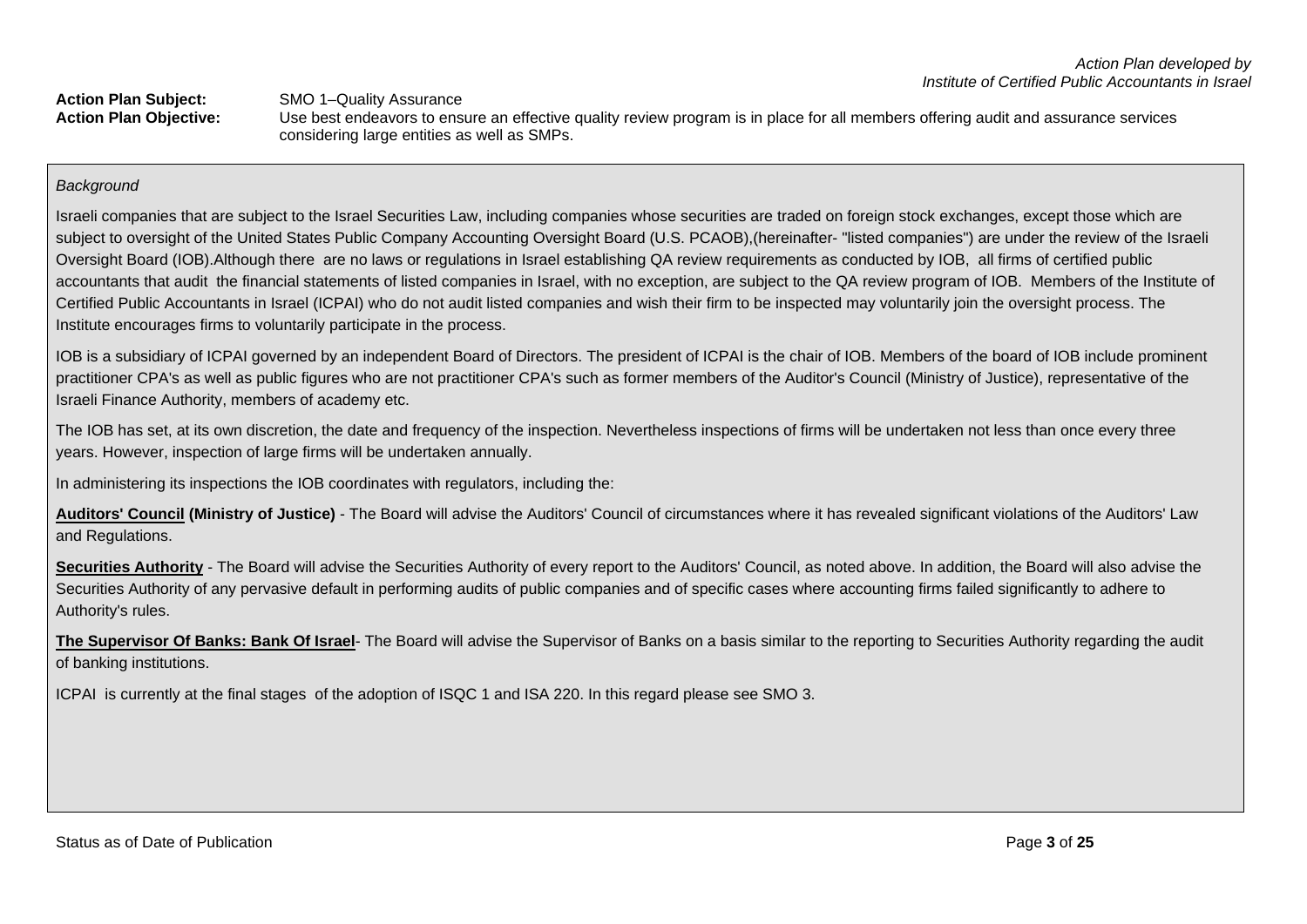*Action Plan developed by*
*Institute of Certified Public Accountants in Israel*

**Action Plan Subject:** SMO 1–Quality Assurance

**Action Plan Objective:** Use best endeavors to ensure an effective quality review program is in place for all members offering audit and assurance services considering large entities as well as SMPs.

*Background*

Israeli companies that are subject to the Israel Securities Law, including companies whose securities are traded on foreign stock exchanges, except those which are subject to oversight of the United States Public Company Accounting Oversight Board (U.S. PCAOB),(hereinafter- "listed companies") are under the review of the Israeli Oversight Board (IOB).Although there are no laws or regulations in Israel establishing QA review requirements as conducted by IOB, all firms of certified public accountants that audit the financial statements of listed companies in Israel, with no exception, are subject to the QA review program of IOB. Members of the Institute of Certified Public Accountants in Israel (ICPAI) who do not audit listed companies and wish their firm to be inspected may voluntarily join the oversight process. The Institute encourages firms to voluntarily participate in the process.

IOB is a subsidiary of ICPAI governed by an independent Board of Directors. The president of ICPAI is the chair of IOB. Members of the board of IOB include prominent practitioner CPA's as well as public figures who are not practitioner CPA's such as former members of the Auditor's Council (Ministry of Justice), representative of the Israeli Finance Authority, members of academy etc.

The IOB has set, at its own discretion, the date and frequency of the inspection. Nevertheless inspections of firms will be undertaken not less than once every three years. However, inspection of large firms will be undertaken annually.

In administering its inspections the IOB coordinates with regulators, including the:

**Auditors' Council (Ministry of Justice)** - The Board will advise the Auditors' Council of circumstances where it has revealed significant violations of the Auditors' Law and Regulations.

**Securities Authority** - The Board will advise the Securities Authority of every report to the Auditors' Council, as noted above. In addition, the Board will also advise the Securities Authority of any pervasive default in performing audits of public companies and of specific cases where accounting firms failed significantly to adhere to Authority's rules.

**The Supervisor Of Banks: Bank Of Israel**- The Board will advise the Supervisor of Banks on a basis similar to the reporting to Securities Authority regarding the audit of banking institutions.

ICPAI is currently at the final stages of the adoption of ISQC 1 and ISA 220. In this regard please see SMO 3.

Status as of Date of Publication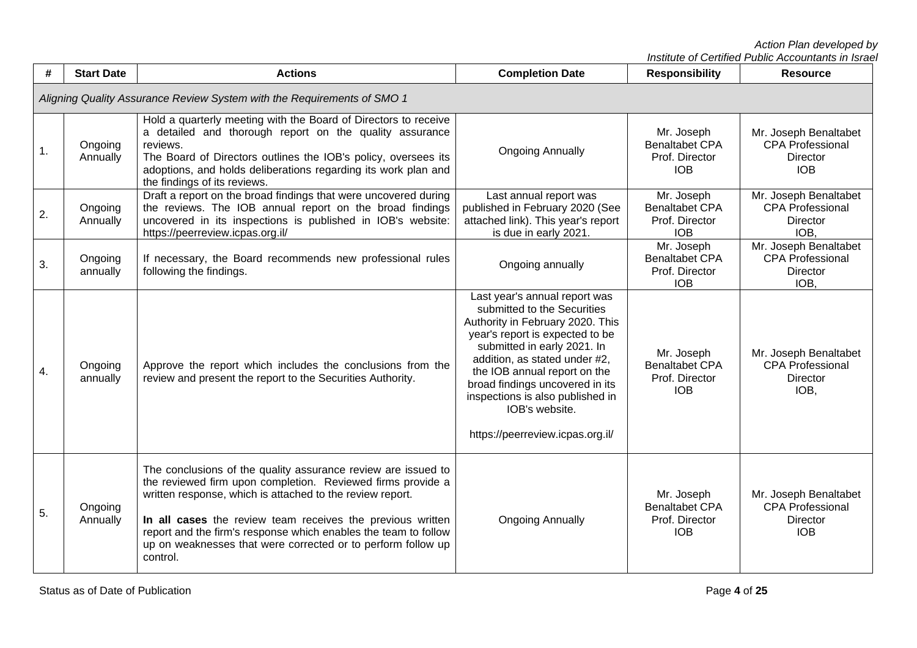| # | Start Date | Actions | Completion Date | Responsibility | Resource |
|---|---|---|---|---|---|
| *Aligning Quality Assurance Review System with the Requirements of SMO 1* | | | | | |
| 1. | Ongoing Annually | Hold a quarterly meeting with the Board of Directors to receive a detailed and thorough report on the quality assurance reviews.<br>The Board of Directors outlines the IOB's policy, oversees its adoptions, and holds deliberations regarding its work plan and the findings of its reviews. | Ongoing Annually | Mr. Joseph Benaltabet CPA Prof. Director IOB | Mr. Joseph Benaltabet CPA Professional Director IOB |
| 2. | Ongoing Annually | Draft a report on the broad findings that were uncovered during the reviews. The IOB annual report on the broad findings uncovered in its inspections is published in IOB's website: https://peerreview.icpas.org.il/ | Last annual report was published in February 2020 (See attached link). This year's report is due in early 2021. | Mr. Joseph Benaltabet CPA Prof. Director IOB | Mr. Joseph Benaltabet CPA Professional Director IOB, |
| 3. | Ongoing annually | If necessary, the Board recommends new professional rules following the findings. | Ongoing annually | Mr. Joseph Benaltabet CPA Prof. Director IOB | Mr. Joseph Benaltabet CPA Professional Director IOB, |
| 4. | Ongoing annually | Approve the report which includes the conclusions from the review and present the report to the Securities Authority. | Last year's annual report was submitted to the Securities Authority in February 2020. This year's report is expected to be submitted in early 2021. In addition, as stated under #2, the IOB annual report on the broad findings uncovered in its inspections is also published in IOB's website.<br><br>https://peerreview.icpas.org.il/ | Mr. Joseph Benaltabet CPA Prof. Director IOB | Mr. Joseph Benaltabet CPA Professional Director IOB, |
| 5. | Ongoing Annually | The conclusions of the quality assurance review are issued to the reviewed firm upon completion. Reviewed firms provide a written response, which is attached to the review report.<br><br>**In all cases** the review team receives the previous written report and the firm's response which enables the team to follow up on weaknesses that were corrected or to perform follow up control. | Ongoing Annually | Mr. Joseph Benaltabet CPA Prof. Director IOB | Mr. Joseph Benaltabet CPA Professional Director IOB |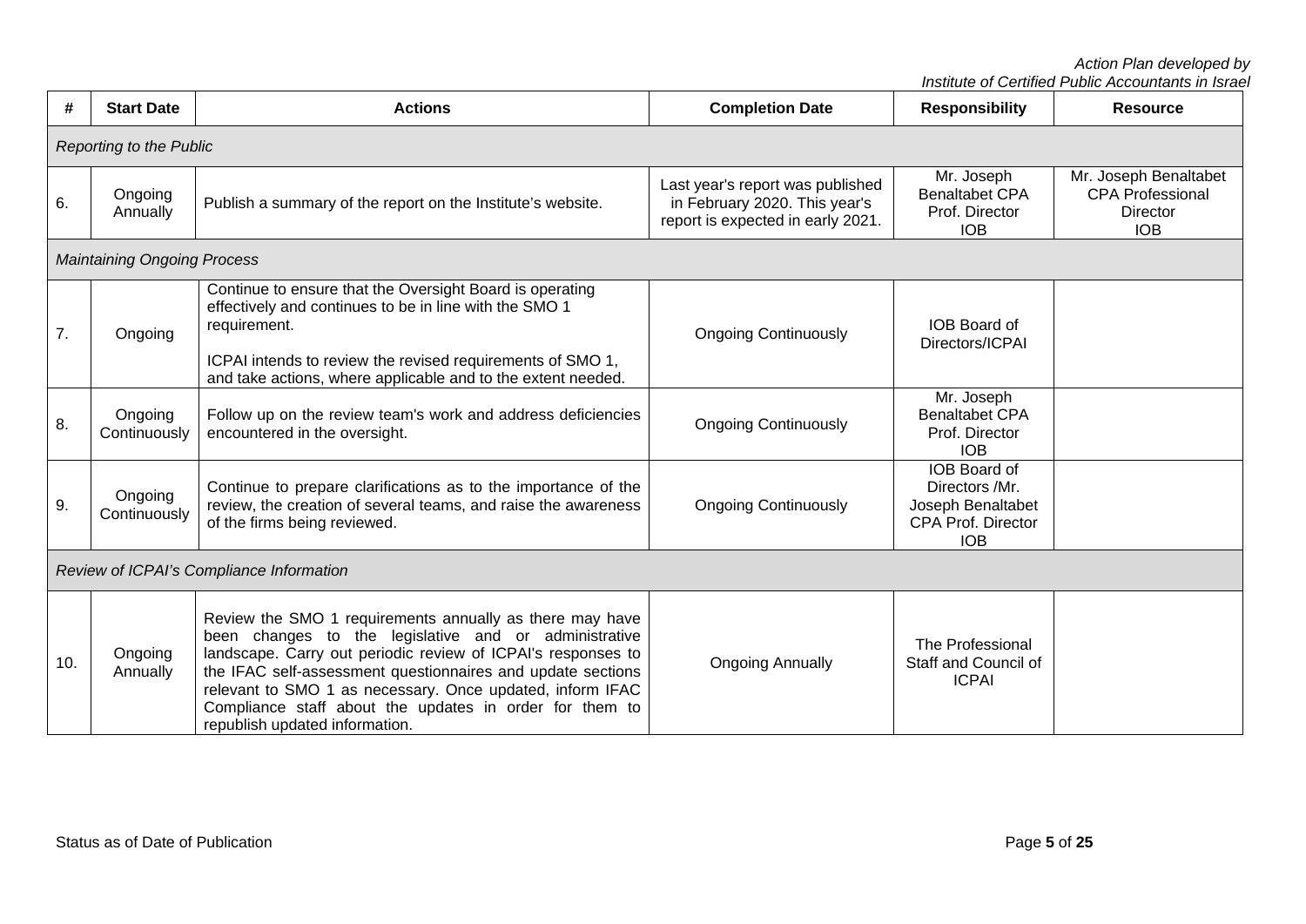*Action Plan developed by*
*Institute of Certified Public Accountants in Israel*

| # | Start Date | Actions | Completion Date | Responsibility | Resource |
|---|---|---|---|---|---|
| *Reporting to the Public* | | | | | |
| 6. | Ongoing Annually | Publish a summary of the report on the Institute's website. | Last year's report was published in February 2020. This year's report is expected in early 2021. | Mr. Joseph Benaltabet CPA Prof. Director IOB | Mr. Joseph Benaltabet CPA Professional Director IOB |
| *Maintaining Ongoing Process* | | | | | |
| 7. | Ongoing | Continue to ensure that the Oversight Board is operating effectively and continues to be in line with the SMO 1 requirement.<br><br>ICPAI intends to review the revised requirements of SMO 1, and take actions, where applicable and to the extent needed. | Ongoing Continuously | IOB Board of Directors/ICPAI | |
| 8. | Ongoing Continuously | Follow up on the review team's work and address deficiencies encountered in the oversight. | Ongoing Continuously | Mr. Joseph Benaltabet CPA Prof. Director IOB | |
| 9. | Ongoing Continuously | Continue to prepare clarifications as to the importance of the review, the creation of several teams, and raise the awareness of the firms being reviewed. | Ongoing Continuously | IOB Board of Directors /Mr. Joseph Benaltabet CPA Prof. Director IOB | |
| *Review of ICPAI's Compliance Information* | | | | | |
| 10. | Ongoing Annually | Review the SMO 1 requirements annually as there may have been changes to the legislative and or administrative landscape. Carry out periodic review of ICPAI's responses to the IFAC self-assessment questionnaires and update sections relevant to SMO 1 as necessary. Once updated, inform IFAC Compliance staff about the updates in order for them to republish updated information. | Ongoing Annually | The Professional Staff and Council of ICPAI | |

Status as of Date of Publication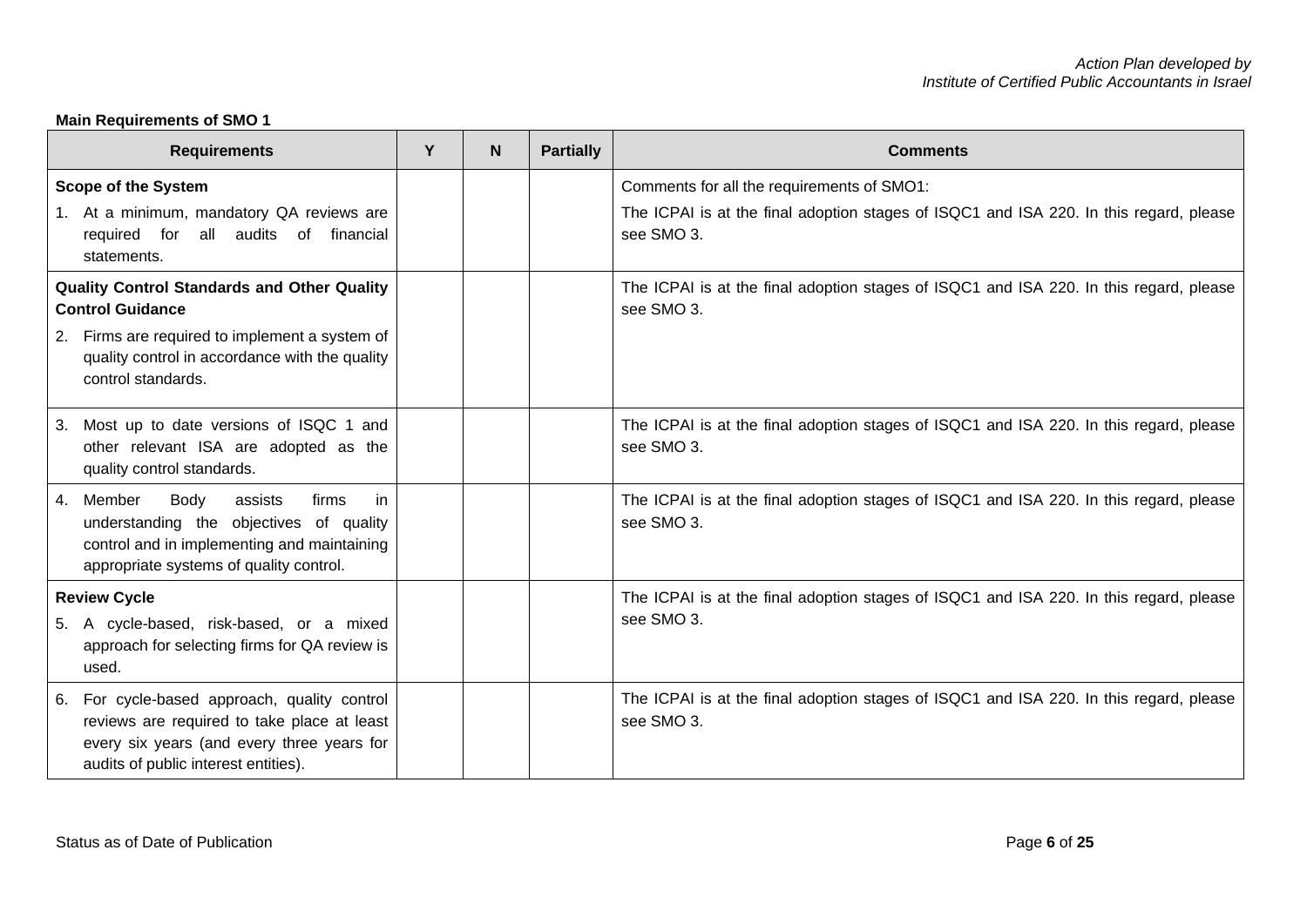**Main Requirements of SMO 1**

| Requirements | Y | N | Partially | Comments |
| --- | --- | --- | --- | --- |
| **Scope of the System**<br>1. At a minimum, mandatory QA reviews are required for all audits of financial statements. | | | | Comments for all the requirements of SMO1:<br>The ICPAI is at the final adoption stages of ISQC1 and ISA 220. In this regard, please see SMO 3. |
| **Quality Control Standards and Other Quality Control Guidance**<br>2. Firms are required to implement a system of quality control in accordance with the quality control standards. | | | | The ICPAI is at the final adoption stages of ISQC1 and ISA 220. In this regard, please see SMO 3. |
| 3. Most up to date versions of ISQC 1 and other relevant ISA are adopted as the quality control standards. | | | | The ICPAI is at the final adoption stages of ISQC1 and ISA 220. In this regard, please see SMO 3. |
| 4. Member Body assists firms in understanding the objectives of quality control and in implementing and maintaining appropriate systems of quality control. | | | | The ICPAI is at the final adoption stages of ISQC1 and ISA 220. In this regard, please see SMO 3. |
| **Review Cycle**<br>5. A cycle-based, risk-based, or a mixed approach for selecting firms for QA review is used. | | | | The ICPAI is at the final adoption stages of ISQC1 and ISA 220. In this regard, please see SMO 3. |
| 6. For cycle-based approach, quality control reviews are required to take place at least every six years (and every three years for audits of public interest entities). | | | | The ICPAI is at the final adoption stages of ISQC1 and ISA 220. In this regard, please see SMO 3. |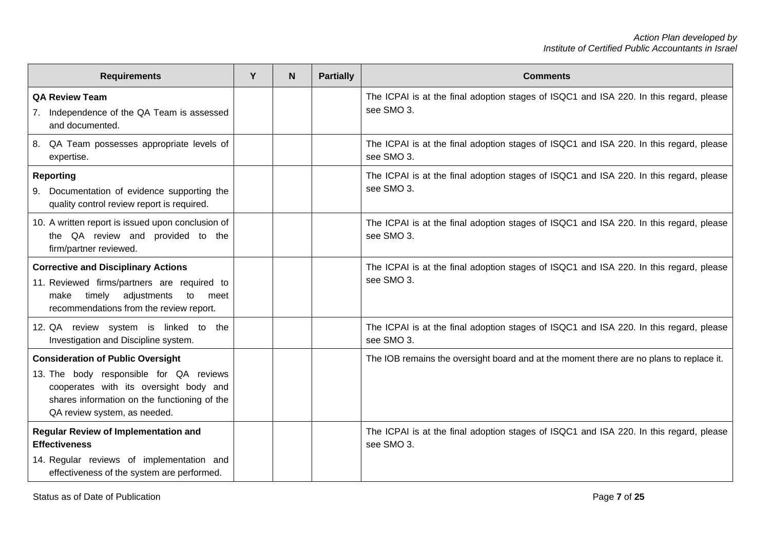| Requirements | Y | N | Partially | Comments |
|---|---|---|---|---|
| **QA Review Team**<br>7. Independence of the QA Team is assessed and documented. | | | | The ICPAI is at the final adoption stages of ISQC1 and ISA 220. In this regard, please see SMO 3. |
| 8. QA Team possesses appropriate levels of expertise. | | | | The ICPAI is at the final adoption stages of ISQC1 and ISA 220. In this regard, please see SMO 3. |
| **Reporting**<br>9. Documentation of evidence supporting the quality control review report is required. | | | | The ICPAI is at the final adoption stages of ISQC1 and ISA 220. In this regard, please see SMO 3. |
| 10. A written report is issued upon conclusion of the QA review and provided to the firm/partner reviewed. | | | | The ICPAI is at the final adoption stages of ISQC1 and ISA 220. In this regard, please see SMO 3. |
| **Corrective and Disciplinary Actions**<br>11. Reviewed firms/partners are required to make timely adjustments to meet recommendations from the review report. | | | | The ICPAI is at the final adoption stages of ISQC1 and ISA 220. In this regard, please see SMO 3. |
| 12. QA review system is linked to the Investigation and Discipline system. | | | | The ICPAI is at the final adoption stages of ISQC1 and ISA 220. In this regard, please see SMO 3. |
| **Consideration of Public Oversight**<br>13. The body responsible for QA reviews cooperates with its oversight body and shares information on the functioning of the QA review system, as needed. | | | | The IOB remains the oversight board and at the moment there are no plans to replace it. |
| **Regular Review of Implementation and Effectiveness**<br>14. Regular reviews of implementation and effectiveness of the system are performed. | | | | The ICPAI is at the final adoption stages of ISQC1 and ISA 220. In this regard, please see SMO 3. |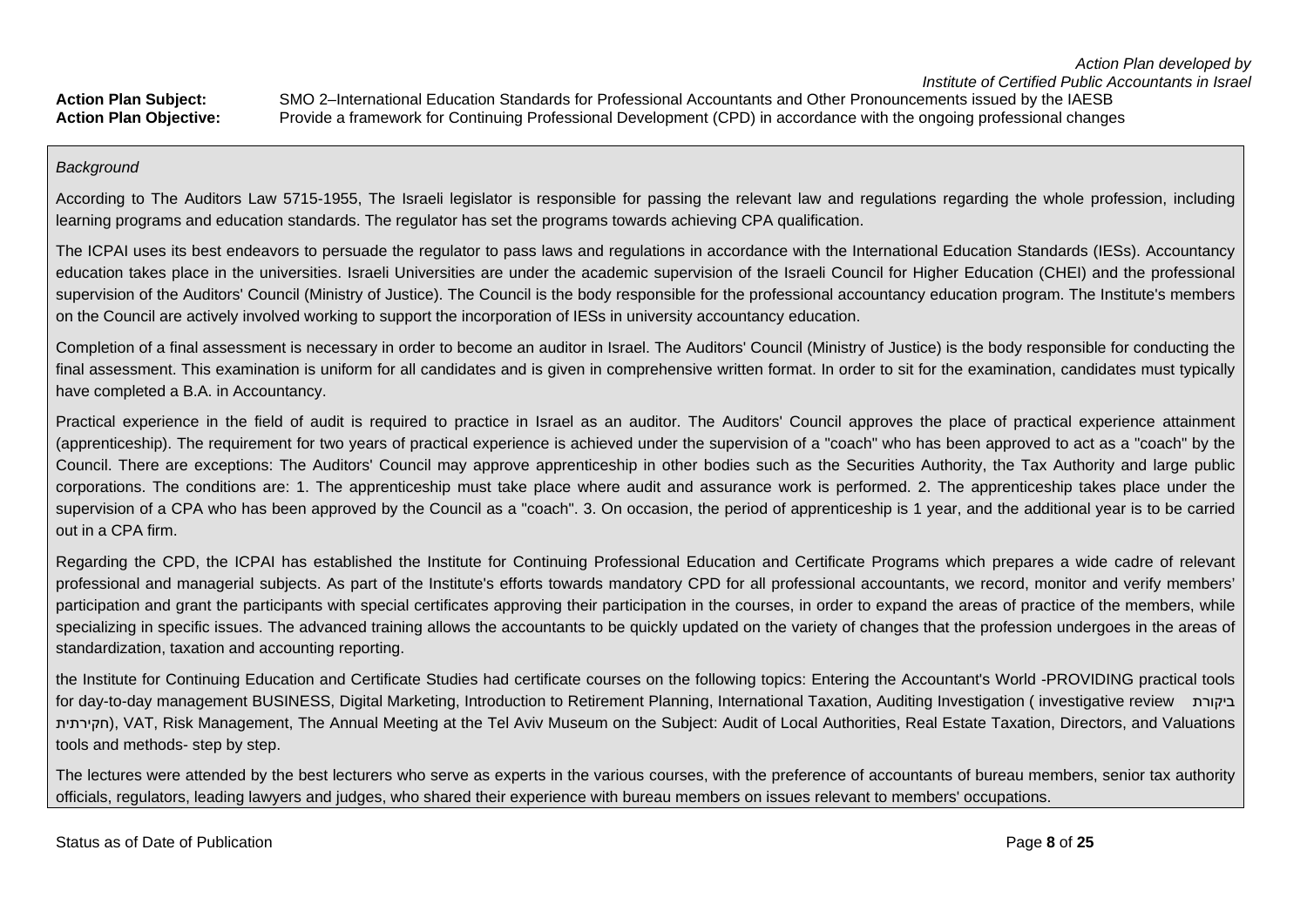*Action Plan developed by*
*Institute of Certified Public Accountants in Israel*

**Action Plan Subject:** SMO 2–International Education Standards for Professional Accountants and Other Pronouncements issued by the IAESB

**Action Plan Objective:** Provide a framework for Continuing Professional Development (CPD) in accordance with the ongoing professional changes

*Background*

According to The Auditors Law 5715-1955, The Israeli legislator is responsible for passing the relevant law and regulations regarding the whole profession, including learning programs and education standards. The regulator has set the programs towards achieving CPA qualification.

The ICPAI uses its best endeavors to persuade the regulator to pass laws and regulations in accordance with the International Education Standards (IESs). Accountancy education takes place in the universities. Israeli Universities are under the academic supervision of the Israeli Council for Higher Education (CHEI) and the professional supervision of the Auditors' Council (Ministry of Justice). The Council is the body responsible for the professional accountancy education program. The Institute's members on the Council are actively involved working to support the incorporation of IESs in university accountancy education.

Completion of a final assessment is necessary in order to become an auditor in Israel. The Auditors' Council (Ministry of Justice) is the body responsible for conducting the final assessment. This examination is uniform for all candidates and is given in comprehensive written format. In order to sit for the examination, candidates must typically have completed a B.A. in Accountancy.

Practical experience in the field of audit is required to practice in Israel as an auditor. The Auditors' Council approves the place of practical experience attainment (apprenticeship). The requirement for two years of practical experience is achieved under the supervision of a "coach" who has been approved to act as a "coach" by the Council. There are exceptions: The Auditors' Council may approve apprenticeship in other bodies such as the Securities Authority, the Tax Authority and large public corporations. The conditions are: 1. The apprenticeship must take place where audit and assurance work is performed. 2. The apprenticeship takes place under the supervision of a CPA who has been approved by the Council as a "coach". 3. On occasion, the period of apprenticeship is 1 year, and the additional year is to be carried out in a CPA firm.

Regarding the CPD, the ICPAI has established the Institute for Continuing Professional Education and Certificate Programs which prepares a wide cadre of relevant professional and managerial subjects. As part of the Institute's efforts towards mandatory CPD for all professional accountants, we record, monitor and verify members' participation and grant the participants with special certificates approving their participation in the courses, in order to expand the areas of practice of the members, while specializing in specific issues. The advanced training allows the accountants to be quickly updated on the variety of changes that the profession undergoes in the areas of standardization, taxation and accounting reporting.

the Institute for Continuing Education and Certificate Studies had certificate courses on the following topics: Entering the Accountant's World -PROVIDING practical tools for day-to-day management BUSINESS, Digital Marketing, Introduction to Retirement Planning, International Taxation, Auditing Investigation ( investigative review ביקורת חקירתית), VAT, Risk Management, The Annual Meeting at the Tel Aviv Museum on the Subject: Audit of Local Authorities, Real Estate Taxation, Directors, and Valuations tools and methods- step by step.

The lectures were attended by the best lecturers who serve as experts in the various courses, with the preference of accountants of bureau members, senior tax authority officials, regulators, leading lawyers and judges, who shared their experience with bureau members on issues relevant to members' occupations.

Status as of Date of Publication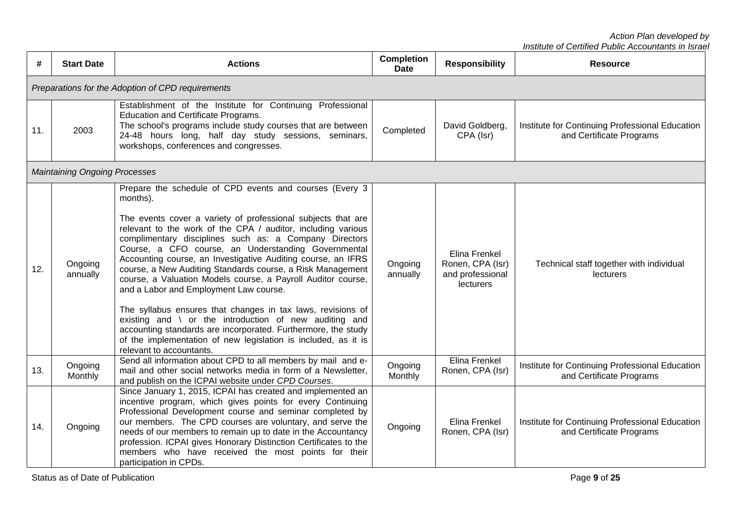*Action Plan developed by*
*Institute of Certified Public Accountants in Israel*

| # | Start Date | Actions | Completion Date | Responsibility | Resource |
|---|---|---|---|---|---|
| *Preparations for the Adoption of CPD requirements* | | | | | |
| 11. | 2003 | Establishment of the Institute for Continuing Professional Education and Certificate Programs.<br>The school's programs include study courses that are between 24-48 hours long, half day study sessions, seminars, workshops, conferences and congresses. | Completed | David Goldberg, CPA (Isr) | Institute for Continuing Professional Education and Certificate Programs |
| *Maintaining Ongoing Processes* | | | | | |
| 12. | Ongoing annually | Prepare the schedule of CPD events and courses (Every 3 months).<br><br>The events cover a variety of professional subjects that are relevant to the work of the CPA / auditor, including various complimentary disciplines such as: a Company Directors Course, a CFO course, an Understanding Governmental Accounting course, an Investigative Auditing course, an IFRS course, a New Auditing Standards course, a Risk Management course, a Valuation Models course, a Payroll Auditor course, and a Labor and Employment Law course.<br><br>The syllabus ensures that changes in tax laws, revisions of existing and \ or the introduction of new auditing and accounting standards are incorporated. Furthermore, the study of the implementation of new legislation is included, as it is relevant to accountants. | Ongoing annually | Elina Frenkel Ronen, CPA (Isr) and professional lecturers | Technical staff together with individual lecturers |
| 13. | Ongoing Monthly | Send all information about CPD to all members by mail and e-mail and other social networks media in form of a Newsletter, and publish on the ICPAI website under *CPD Courses*. | Ongoing Monthly | Elina Frenkel Ronen, CPA (Isr) | Institute for Continuing Professional Education and Certificate Programs |
| 14. | Ongoing | Since January 1, 2015, ICPAI has created and implemented an incentive program, which gives points for every Continuing Professional Development course and seminar completed by our members. The CPD courses are voluntary, and serve the needs of our members to remain up to date in the Accountancy profession. ICPAI gives Honorary Distinction Certificates to the members who have received the most points for their participation in CPDs. | Ongoing | Elina Frenkel Ronen, CPA (Isr) | Institute for Continuing Professional Education and Certificate Programs |

Status as of Date of Publication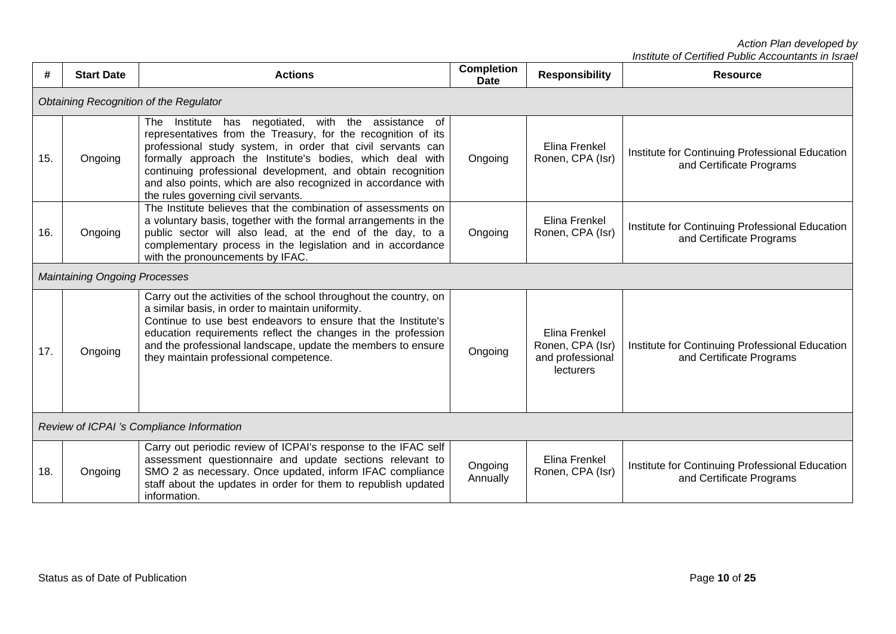| # | Start Date | Actions | Completion Date | Responsibility | Resource |
|---|---|---|---|---|---|
| *Obtaining Recognition of the Regulator* | | | | | |
| 15. | Ongoing | The Institute has negotiated, with the assistance of representatives from the Treasury, for the recognition of its professional study system, in order that civil servants can formally approach the Institute's bodies, which deal with continuing professional development, and obtain recognition and also points, which are also recognized in accordance with the rules governing civil servants. | Ongoing | Elina Frenkel Ronen, CPA (Isr) | Institute for Continuing Professional Education and Certificate Programs |
| 16. | Ongoing | The Institute believes that the combination of assessments on a voluntary basis, together with the formal arrangements in the public sector will also lead, at the end of the day, to a complementary process in the legislation and in accordance with the pronouncements by IFAC. | Ongoing | Elina Frenkel Ronen, CPA (Isr) | Institute for Continuing Professional Education and Certificate Programs |
| *Maintaining Ongoing Processes* | | | | | |
| 17. | Ongoing | Carry out the activities of the school throughout the country, on a similar basis, in order to maintain uniformity.<br>Continue to use best endeavors to ensure that the Institute's education requirements reflect the changes in the profession and the professional landscape, update the members to ensure they maintain professional competence. | Ongoing | Elina Frenkel Ronen, CPA (Isr) and professional lecturers | Institute for Continuing Professional Education and Certificate Programs |
| *Review of ICPAI 's Compliance Information* | | | | | |
| 18. | Ongoing | Carry out periodic review of ICPAI's response to the IFAC self assessment questionnaire and update sections relevant to SMO 2 as necessary. Once updated, inform IFAC compliance staff about the updates in order for them to republish updated information. | Ongoing Annually | Elina Frenkel Ronen, CPA (Isr) | Institute for Continuing Professional Education and Certificate Programs |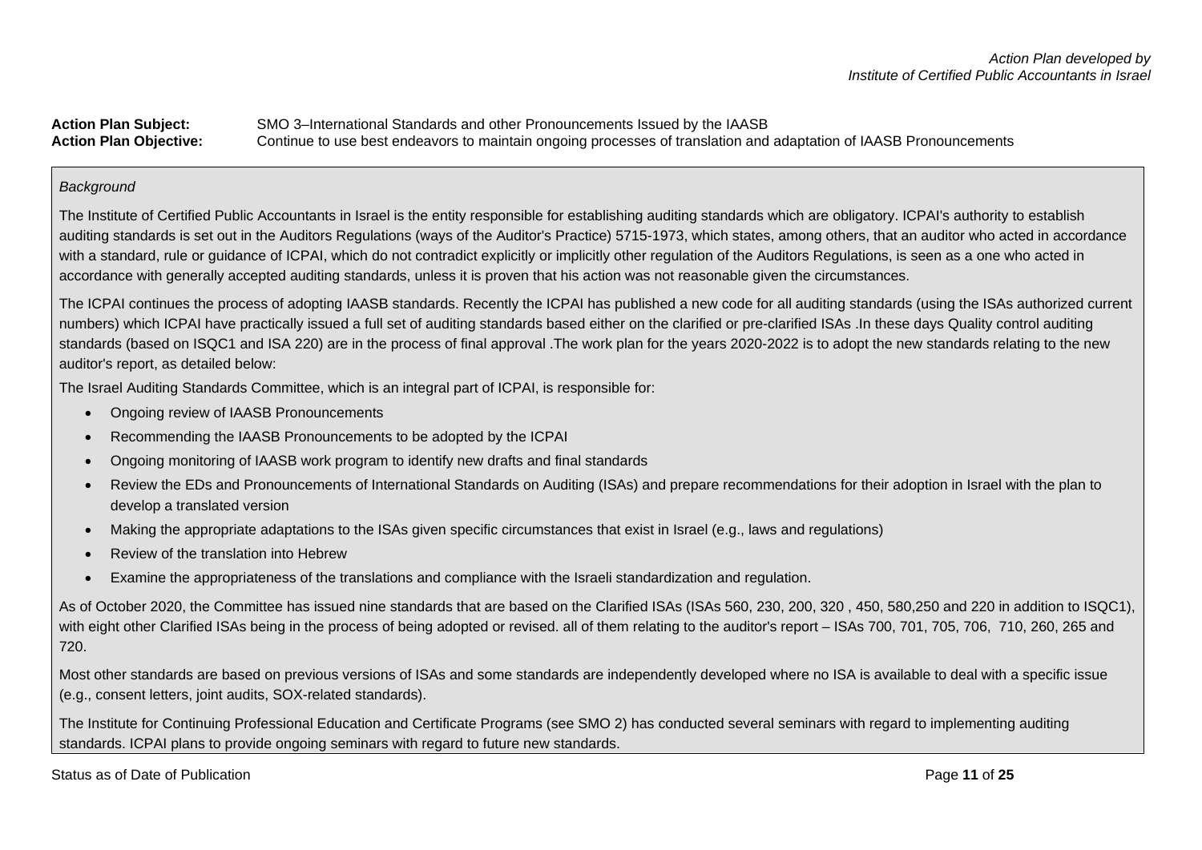**Action Plan Subject:** SMO 3–International Standards and other Pronouncements Issued by the IAASB
**Action Plan Objective:** Continue to use best endeavors to maintain ongoing processes of translation and adaptation of IAASB Pronouncements

*Background*

The Institute of Certified Public Accountants in Israel is the entity responsible for establishing auditing standards which are obligatory. ICPAI's authority to establish auditing standards is set out in the Auditors Regulations (ways of the Auditor's Practice) 5715-1973, which states, among others, that an auditor who acted in accordance with a standard, rule or guidance of ICPAI, which do not contradict explicitly or implicitly other regulation of the Auditors Regulations, is seen as a one who acted in accordance with generally accepted auditing standards, unless it is proven that his action was not reasonable given the circumstances.

The ICPAI continues the process of adopting IAASB standards. Recently the ICPAI has published a new code for all auditing standards (using the ISAs authorized current numbers) which ICPAI have practically issued a full set of auditing standards based either on the clarified or pre-clarified ISAs .In these days Quality control auditing standards (based on ISQC1 and ISA 220) are in the process of final approval .The work plan for the years 2020-2022 is to adopt the new standards relating to the new auditor's report, as detailed below:

The Israel Auditing Standards Committee, which is an integral part of ICPAI, is responsible for:

- Ongoing review of IAASB Pronouncements
- Recommending the IAASB Pronouncements to be adopted by the ICPAI
- Ongoing monitoring of IAASB work program to identify new drafts and final standards
- Review the EDs and Pronouncements of International Standards on Auditing (ISAs) and prepare recommendations for their adoption in Israel with the plan to develop a translated version
- Making the appropriate adaptations to the ISAs given specific circumstances that exist in Israel (e.g., laws and regulations)
- Review of the translation into Hebrew
- Examine the appropriateness of the translations and compliance with the Israeli standardization and regulation.

As of October 2020, the Committee has issued nine standards that are based on the Clarified ISAs (ISAs 560, 230, 200, 320 , 450, 580,250 and 220 in addition to ISQC1), with eight other Clarified ISAs being in the process of being adopted or revised. all of them relating to the auditor's report – ISAs 700, 701, 705, 706, 710, 260, 265 and 720.

Most other standards are based on previous versions of ISAs and some standards are independently developed where no ISA is available to deal with a specific issue (e.g., consent letters, joint audits, SOX-related standards).

The Institute for Continuing Professional Education and Certificate Programs (see SMO 2) has conducted several seminars with regard to implementing auditing standards. ICPAI plans to provide ongoing seminars with regard to future new standards.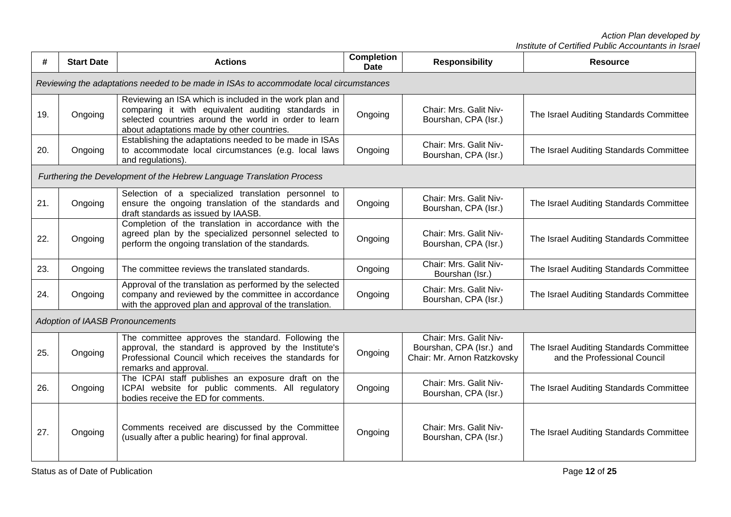| # | Start Date | Actions | Completion Date | Responsibility | Resource |
|---|---|---|---|---|---|
| *Reviewing the adaptations needed to be made in ISAs to accommodate local circumstances* | | | | | |
| 19. | Ongoing | Reviewing an ISA which is included in the work plan and comparing it with equivalent auditing standards in selected countries around the world in order to learn about adaptations made by other countries. | Ongoing | Chair: Mrs. Galit Niv-Bourshan, CPA (Isr.) | The Israel Auditing Standards Committee |
| 20. | Ongoing | Establishing the adaptations needed to be made in ISAs to accommodate local circumstances (e.g. local laws and regulations). | Ongoing | Chair: Mrs. Galit Niv-Bourshan, CPA (Isr.) | The Israel Auditing Standards Committee |
| *Furthering the Development of the Hebrew Language Translation Process* | | | | | |
| 21. | Ongoing | Selection of a specialized translation personnel to ensure the ongoing translation of the standards and draft standards as issued by IAASB. | Ongoing | Chair: Mrs. Galit Niv-Bourshan, CPA (Isr.) | The Israel Auditing Standards Committee |
| 22. | Ongoing | Completion of the translation in accordance with the agreed plan by the specialized personnel selected to perform the ongoing translation of the standards. | Ongoing | Chair: Mrs. Galit Niv-Bourshan, CPA (Isr.) | The Israel Auditing Standards Committee |
| 23. | Ongoing | The committee reviews the translated standards. | Ongoing | Chair: Mrs. Galit Niv-Bourshan (Isr.) | The Israel Auditing Standards Committee |
| 24. | Ongoing | Approval of the translation as performed by the selected company and reviewed by the committee in accordance with the approved plan and approval of the translation. | Ongoing | Chair: Mrs. Galit Niv-Bourshan, CPA (Isr.) | The Israel Auditing Standards Committee |
| *Adoption of IAASB Pronouncements* | | | | | |
| 25. | Ongoing | The committee approves the standard. Following the approval, the standard is approved by the Institute's Professional Council which receives the standards for remarks and approval. | Ongoing | Chair: Mrs. Galit Niv-Bourshan, CPA (Isr.) and Chair: Mr. Arnon Ratzkovsky | The Israel Auditing Standards Committee and the Professional Council |
| 26. | Ongoing | The ICPAI staff publishes an exposure draft on the ICPAI website for public comments. All regulatory bodies receive the ED for comments. | Ongoing | Chair: Mrs. Galit Niv-Bourshan, CPA (Isr.) | The Israel Auditing Standards Committee |
| 27. | Ongoing | Comments received are discussed by the Committee (usually after a public hearing) for final approval. | Ongoing | Chair: Mrs. Galit Niv-Bourshan, CPA (Isr.) | The Israel Auditing Standards Committee |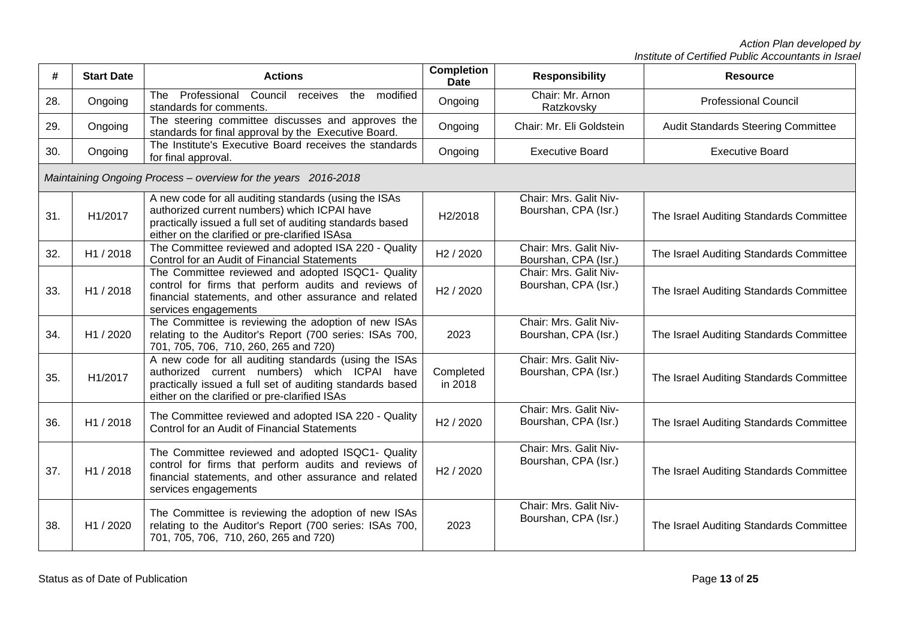| # | Start Date | Actions | Completion Date | Responsibility | Resource |
|---|---|---|---|---|---|
| 28. | Ongoing | The Professional Council receives the modified standards for comments. | Ongoing | Chair: Mr. Arnon Ratzkovsky | Professional Council |
| 29. | Ongoing | The steering committee discusses and approves the standards for final approval by the Executive Board. | Ongoing | Chair: Mr. Eli Goldstein | Audit Standards Steering Committee |
| 30. | Ongoing | The Institute's Executive Board receives the standards for final approval. | Ongoing | Executive Board | Executive Board |
| *Maintaining Ongoing Process – overview for the years 2016-2018* | | | | | |
| 31. | H1/2017 | A new code for all auditing standards (using the ISAs authorized current numbers) which ICPAI have practically issued a full set of auditing standards based either on the clarified or pre-clarified ISAsa | H2/2018 | Chair: Mrs. Galit Niv-Bourshan, CPA (Isr.) | The Israel Auditing Standards Committee |
| 32. | H1 / 2018 | The Committee reviewed and adopted ISA 220 - Quality Control for an Audit of Financial Statements | H2 / 2020 | Chair: Mrs. Galit Niv-Bourshan, CPA (Isr.) | The Israel Auditing Standards Committee |
| 33. | H1 / 2018 | The Committee reviewed and adopted ISQC1- Quality control for firms that perform audits and reviews of financial statements, and other assurance and related services engagements | H2 / 2020 | Chair: Mrs. Galit Niv-Bourshan, CPA (Isr.) | The Israel Auditing Standards Committee |
| 34. | H1 / 2020 | The Committee is reviewing the adoption of new ISAs relating to the Auditor's Report (700 series: ISAs 700, 701, 705, 706, 710, 260, 265 and 720) | 2023 | Chair: Mrs. Galit Niv-Bourshan, CPA (Isr.) | The Israel Auditing Standards Committee |
| 35. | H1/2017 | A new code for all auditing standards (using the ISAs authorized current numbers) which ICPAI have practically issued a full set of auditing standards based either on the clarified or pre-clarified ISAs | Completed in 2018 | Chair: Mrs. Galit Niv-Bourshan, CPA (Isr.) | The Israel Auditing Standards Committee |
| 36. | H1 / 2018 | The Committee reviewed and adopted ISA 220 - Quality Control for an Audit of Financial Statements | H2 / 2020 | Chair: Mrs. Galit Niv-Bourshan, CPA (Isr.) | The Israel Auditing Standards Committee |
| 37. | H1 / 2018 | The Committee reviewed and adopted ISQC1- Quality control for firms that perform audits and reviews of financial statements, and other assurance and related services engagements | H2 / 2020 | Chair: Mrs. Galit Niv-Bourshan, CPA (Isr.) | The Israel Auditing Standards Committee |
| 38. | H1 / 2020 | The Committee is reviewing the adoption of new ISAs relating to the Auditor's Report (700 series: ISAs 700, 701, 705, 706, 710, 260, 265 and 720) | 2023 | Chair: Mrs. Galit Niv-Bourshan, CPA (Isr.) | The Israel Auditing Standards Committee |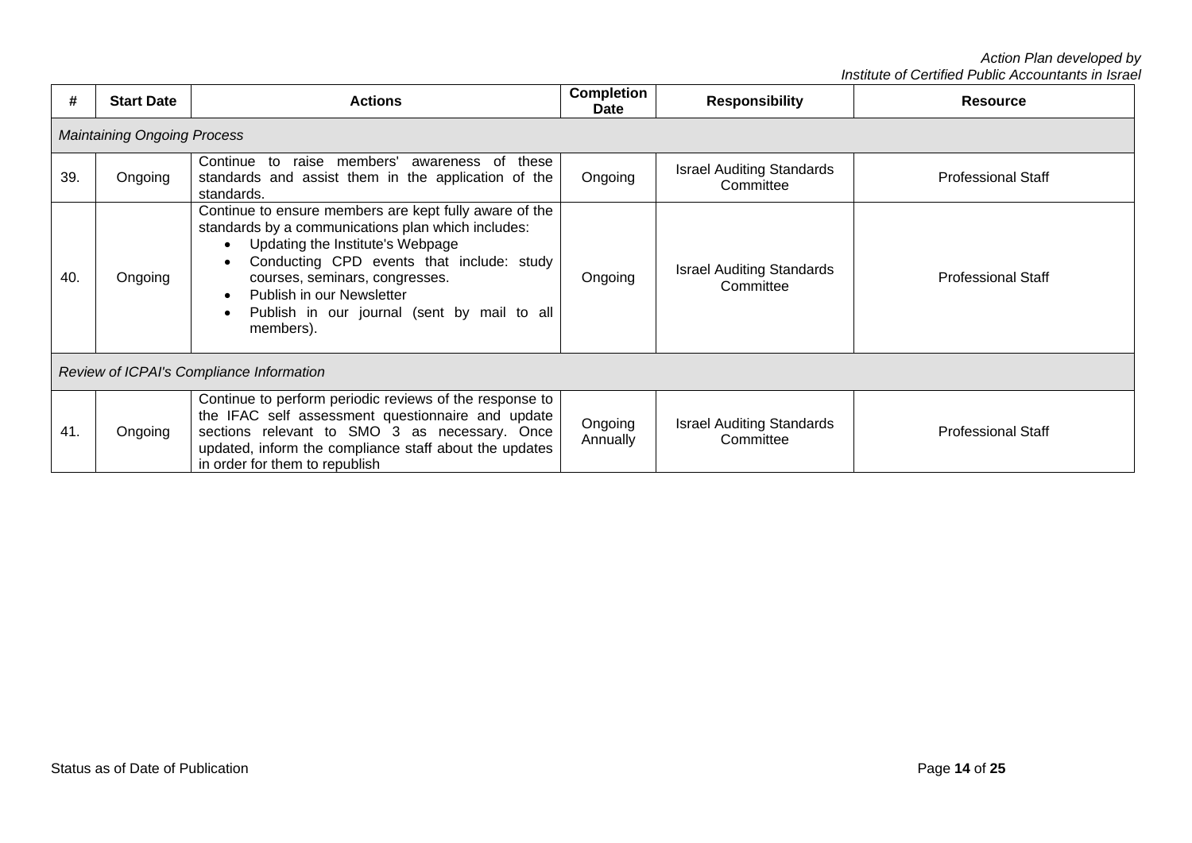| # | Start Date | Actions | Completion Date | Responsibility | Resource |
|---|---|---|---|---|---|
| *Maintaining Ongoing Process* | | | | | |
| 39. | Ongoing | Continue to raise members' awareness of these standards and assist them in the application of the standards. | Ongoing | Israel Auditing Standards Committee | Professional Staff |
| 40. | Ongoing | Continue to ensure members are kept fully aware of the standards by a communications plan which includes: <br>• Updating the Institute's Webpage <br>• Conducting CPD events that include: study courses, seminars, congresses. <br>• Publish in our Newsletter <br>• Publish in our journal (sent by mail to all members). | Ongoing | Israel Auditing Standards Committee | Professional Staff |
| *Review of ICPAI's Compliance Information* | | | | | |
| 41. | Ongoing | Continue to perform periodic reviews of the response to the IFAC self assessment questionnaire and update sections relevant to SMO 3 as necessary. Once updated, inform the compliance staff about the updates in order for them to republish | Ongoing Annually | Israel Auditing Standards Committee | Professional Staff |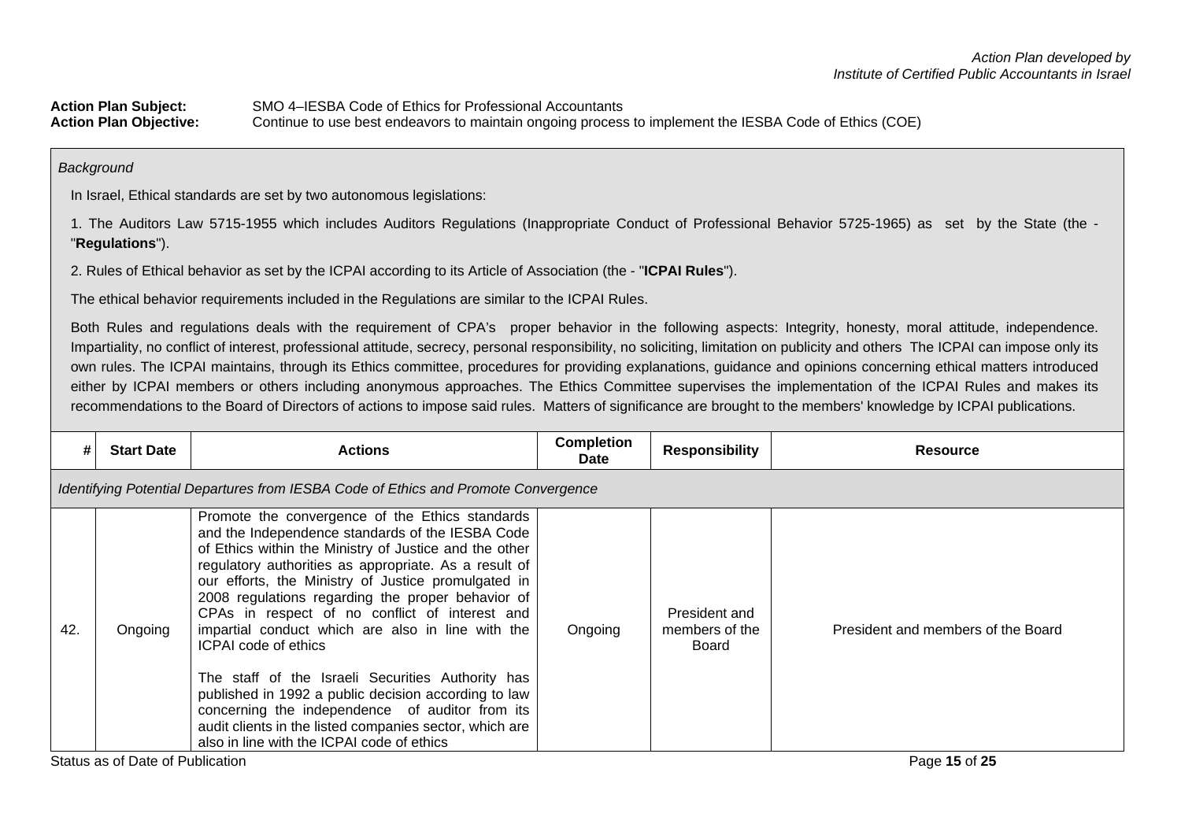*Action Plan developed by*
*Institute of Certified Public Accountants in Israel*

**Action Plan Subject:** SMO 4–IESBA Code of Ethics for Professional Accountants
**Action Plan Objective:** Continue to use best endeavors to maintain ongoing process to implement the IESBA Code of Ethics (COE)

*Background*

In Israel, Ethical standards are set by two autonomous legislations:

1. The Auditors Law 5715-1955 which includes Auditors Regulations (Inappropriate Conduct of Professional Behavior 5725-1965) as set by the State (the - "**Regulations**").

2. Rules of Ethical behavior as set by the ICPAI according to its Article of Association (the - "**ICPAI Rules**").

The ethical behavior requirements included in the Regulations are similar to the ICPAI Rules.

Both Rules and regulations deals with the requirement of CPA's proper behavior in the following aspects: Integrity, honesty, moral attitude, independence. Impartiality, no conflict of interest, professional attitude, secrecy, personal responsibility, no soliciting, limitation on publicity and others The ICPAI can impose only its own rules. The ICPAI maintains, through its Ethics committee, procedures for providing explanations, guidance and opinions concerning ethical matters introduced either by ICPAI members or others including anonymous approaches. The Ethics Committee supervises the implementation of the ICPAI Rules and makes its recommendations to the Board of Directors of actions to impose said rules. Matters of significance are brought to the members' knowledge by ICPAI publications.

| # | Start Date | Actions | Completion Date | Responsibility | Resource |
|---|---|---|---|---|---|
| *Identifying Potential Departures from IESBA Code of Ethics and Promote Convergence* | | | | | |
| 42. | Ongoing | Promote the convergence of the Ethics standards and the Independence standards of the IESBA Code of Ethics within the Ministry of Justice and the other regulatory authorities as appropriate. As a result of our efforts, the Ministry of Justice promulgated in 2008 regulations regarding the proper behavior of CPAs in respect of no conflict of interest and impartial conduct which are also in line with the ICPAI code of ethics<br><br>The staff of the Israeli Securities Authority has published in 1992 a public decision according to law concerning the independence of auditor from its audit clients in the listed companies sector, which are also in line with the ICPAI code of ethics | Ongoing | President and members of the Board | President and members of the Board |

Status as of Date of Publication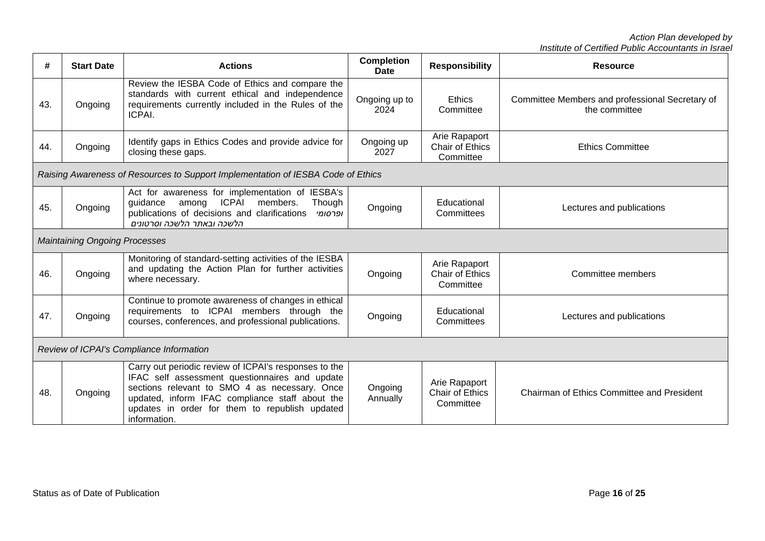| # | Start Date | Actions | Completion Date | Responsibility | Resource |
|---|---|---|---|---|---|
| 43. | Ongoing | Review the IESBA Code of Ethics and compare the standards with current ethical and independence requirements currently included in the Rules of the ICPAI. | Ongoing up to 2024 | Ethics Committee | Committee Members and professional Secretary of the committee |
| 44. | Ongoing | Identify gaps in Ethics Codes and provide advice for closing these gaps. | Ongoing up 2027 | Arie Rapaport Chair of Ethics Committee | Ethics Committee |
| *Raising Awareness of Resources to Support Implementation of IESBA Code of Ethics* | | | | | |
| 45. | Ongoing | Act for awareness for implementation of IESBA's guidance among ICPAI members. Though publications of decisions and clarifications ופרסומי הלשכה ובאתר הלשכה וסרטונים | Ongoing | Educational Committees | Lectures and publications |
| *Maintaining Ongoing Processes* | | | | | |
| 46. | Ongoing | Monitoring of standard-setting activities of the IESBA and updating the Action Plan for further activities where necessary. | Ongoing | Arie Rapaport Chair of Ethics Committee | Committee members |
| 47. | Ongoing | Continue to promote awareness of changes in ethical requirements to ICPAI members through the courses, conferences, and professional publications. | Ongoing | Educational Committees | Lectures and publications |
| *Review of ICPAI's Compliance Information* | | | | | |
| 48. | Ongoing | Carry out periodic review of ICPAI's responses to the IFAC self assessment questionnaires and update sections relevant to SMO 4 as necessary. Once updated, inform IFAC compliance staff about the updates in order for them to republish updated information. | Ongoing Annually | Arie Rapaport Chair of Ethics Committee | Chairman of Ethics Committee and President |

Status as of Date of Publication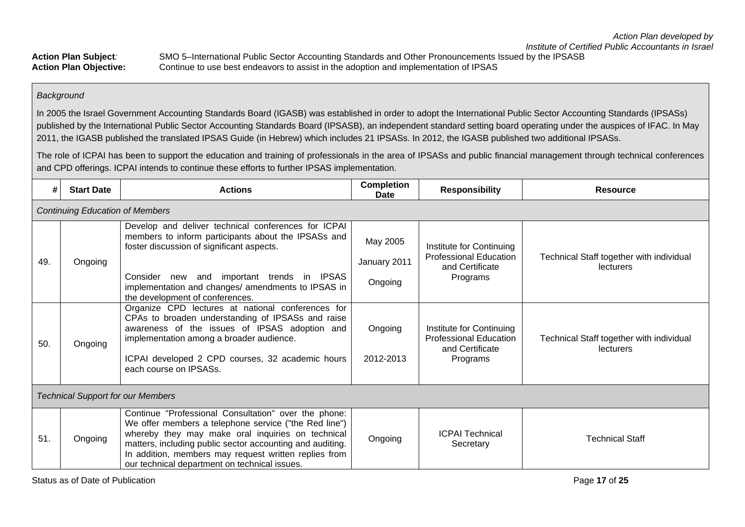*Action Plan developed by*
*Institute of Certified Public Accountants in Israel*

**Action Plan Subject***:* SMO 5–International Public Sector Accounting Standards and Other Pronouncements Issued by the IPSASB
**Action Plan Objective:** Continue to use best endeavors to assist in the adoption and implementation of IPSAS

*Background*

In 2005 the Israel Government Accounting Standards Board (IGASB) was established in order to adopt the International Public Sector Accounting Standards (IPSASs) published by the International Public Sector Accounting Standards Board (IPSASB), an independent standard setting board operating under the auspices of IFAC. In May 2011, the IGASB published the translated IPSAS Guide (in Hebrew) which includes 21 IPSASs. In 2012, the IGASB published two additional IPSASs.

The role of ICPAI has been to support the education and training of professionals in the area of IPSASs and public financial management through technical conferences and CPD offerings. ICPAI intends to continue these efforts to further IPSAS implementation.

| # | Start Date | Actions | Completion Date | Responsibility | Resource |
|---|---|---|---|---|---|
| *Continuing Education of Members* | | | | | |
| 49. | Ongoing | Develop and deliver technical conferences for ICPAI members to inform participants about the IPSASs and foster discussion of significant aspects.<br><br>Consider new and important trends in IPSAS implementation and changes/ amendments to IPSAS in the development of conferences. | May 2005<br><br>January 2011<br><br>Ongoing | Institute for Continuing Professional Education and Certificate Programs | Technical Staff together with individual lecturers |
| 50. | Ongoing | Organize CPD lectures at national conferences for CPAs to broaden understanding of IPSASs and raise awareness of the issues of IPSAS adoption and implementation among a broader audience.<br><br>ICPAI developed 2 CPD courses, 32 academic hours each course on IPSASs. | Ongoing<br><br>2012-2013 | Institute for Continuing Professional Education and Certificate Programs | Technical Staff together with individual lecturers |
| *Technical Support for our Members* | | | | | |
| 51. | Ongoing | Continue "Professional Consultation" over the phone: We offer members a telephone service ("the Red line") whereby they may make oral inquiries on technical matters, including public sector accounting and auditing. In addition, members may request written replies from our technical department on technical issues. | Ongoing | ICPAI Technical Secretary | Technical Staff |

Status as of Date of Publication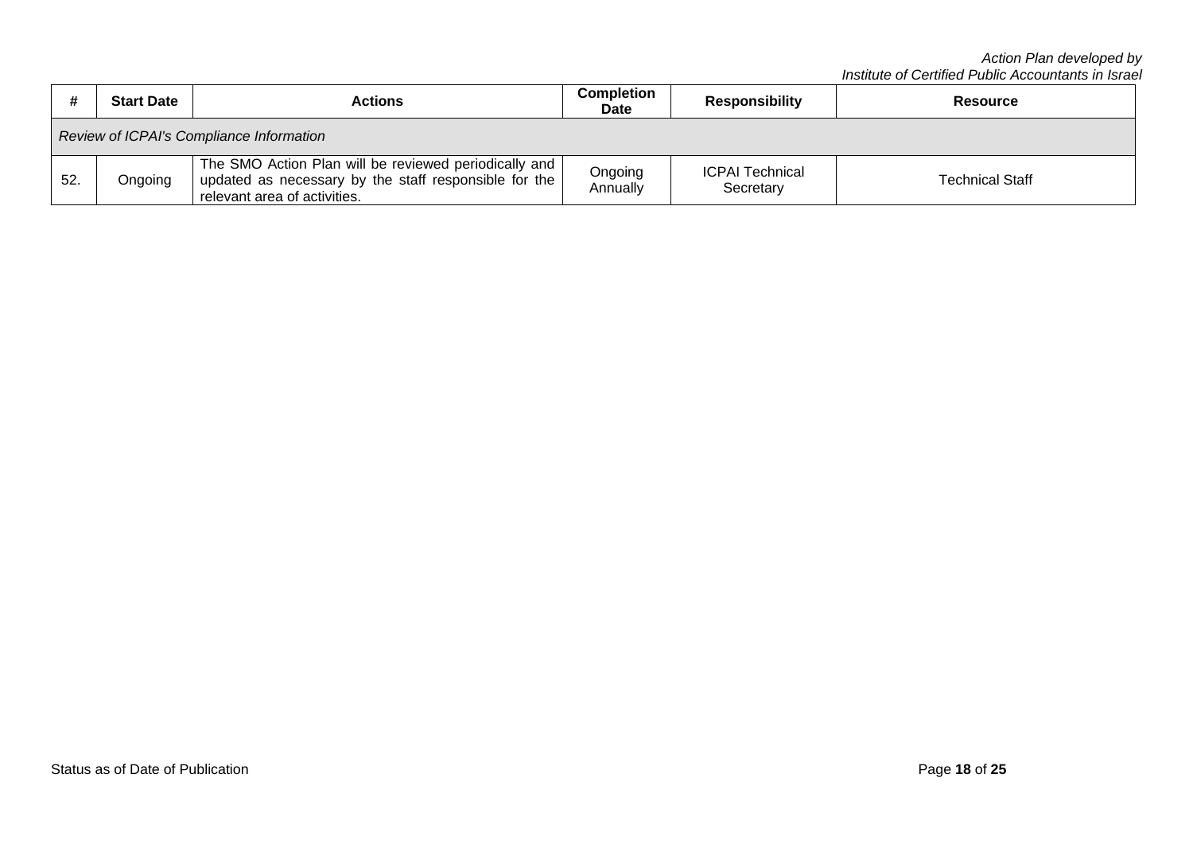| # | Start Date | Actions | Completion Date | Responsibility | Resource |
|---|---|---|---|---|---|
| *Review of ICPAI's Compliance Information* | | | | | |
| 52. | Ongoing | The SMO Action Plan will be reviewed periodically and updated as necessary by the staff responsible for the relevant area of activities. | Ongoing Annually | ICPAI Technical Secretary | Technical Staff |

Status as of Date of Publication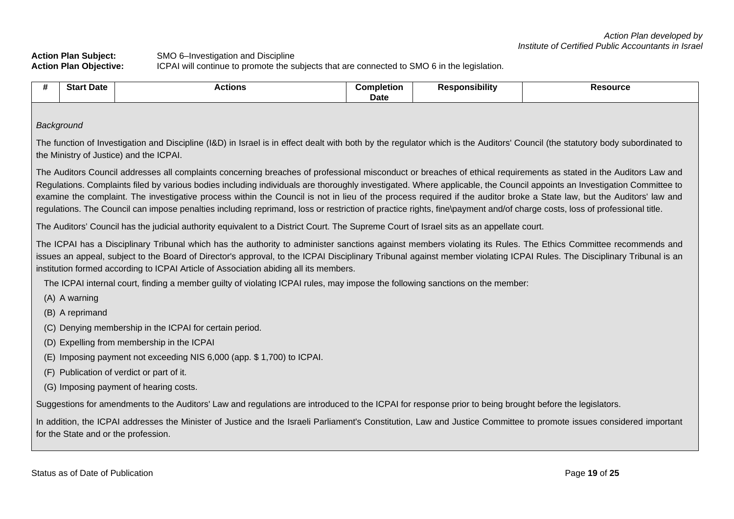*Action Plan developed by*
*Institute of Certified Public Accountants in Israel*

**Action Plan Subject:** SMO 6–Investigation and Discipline
**Action Plan Objective:** ICPAI will continue to promote the subjects that are connected to SMO 6 in the legislation.

| # | Start Date | Actions | Completion Date | Responsibility | Resource |
|---|---|---|---|---|---|

*Background*

The function of Investigation and Discipline (I&D) in Israel is in effect dealt with both by the regulator which is the Auditors' Council (the statutory body subordinated to the Ministry of Justice) and the ICPAI.

The Auditors Council addresses all complaints concerning breaches of professional misconduct or breaches of ethical requirements as stated in the Auditors Law and Regulations. Complaints filed by various bodies including individuals are thoroughly investigated. Where applicable, the Council appoints an Investigation Committee to examine the complaint. The investigative process within the Council is not in lieu of the process required if the auditor broke a State law, but the Auditors' law and regulations. The Council can impose penalties including reprimand, loss or restriction of practice rights, fine\payment and/of charge costs, loss of professional title.

The Auditors' Council has the judicial authority equivalent to a District Court. The Supreme Court of Israel sits as an appellate court.

The ICPAI has a Disciplinary Tribunal which has the authority to administer sanctions against members violating its Rules. The Ethics Committee recommends and issues an appeal, subject to the Board of Director's approval, to the ICPAI Disciplinary Tribunal against member violating ICPAI Rules. The Disciplinary Tribunal is an institution formed according to ICPAI Article of Association abiding all its members.

The ICPAI internal court, finding a member guilty of violating ICPAI rules, may impose the following sanctions on the member:

(A) A warning

(B) A reprimand

(C) Denying membership in the ICPAI for certain period.

(D) Expelling from membership in the ICPAI

(E) Imposing payment not exceeding NIS 6,000 (app. $ 1,700) to ICPAI.

(F) Publication of verdict or part of it.

(G) Imposing payment of hearing costs.

Suggestions for amendments to the Auditors' Law and regulations are introduced to the ICPAI for response prior to being brought before the legislators.

In addition, the ICPAI addresses the Minister of Justice and the Israeli Parliament's Constitution, Law and Justice Committee to promote issues considered important for the State and or the profession.

Status as of Date of Publication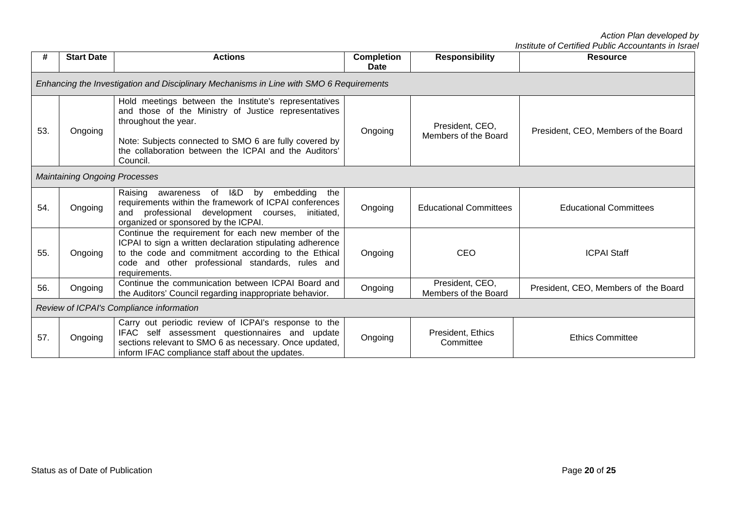| # | Start Date | Actions | Completion Date | Responsibility | Resource |
|---|---|---|---|---|---|
| *Enhancing the Investigation and Disciplinary Mechanisms in Line with SMO 6 Requirements* | | | | | |
| 53. | Ongoing | Hold meetings between the Institute's representatives and those of the Ministry of Justice representatives throughout the year.<br><br>Note: Subjects connected to SMO 6 are fully covered by the collaboration between the ICPAI and the Auditors' Council. | Ongoing | President, CEO, Members of the Board | President, CEO, Members of the Board |
| *Maintaining Ongoing Processes* | | | | | |
| 54. | Ongoing | Raising awareness of I&D by embedding the requirements within the framework of ICPAI conferences and professional development courses, initiated, organized or sponsored by the ICPAI. | Ongoing | Educational Committees | Educational Committees |
| 55. | Ongoing | Continue the requirement for each new member of the ICPAI to sign a written declaration stipulating adherence to the code and commitment according to the Ethical code and other professional standards, rules and requirements. | Ongoing | CEO | ICPAI Staff |
| 56. | Ongoing | Continue the communication between ICPAI Board and the Auditors' Council regarding inappropriate behavior. | Ongoing | President, CEO, Members of the Board | President, CEO, Members of the Board |
| *Review of ICPAI's Compliance information* | | | | | |
| 57. | Ongoing | Carry out periodic review of ICPAI's response to the IFAC self assessment questionnaires and update sections relevant to SMO 6 as necessary. Once updated, inform IFAC compliance staff about the updates. | Ongoing | President, Ethics Committee | Ethics Committee |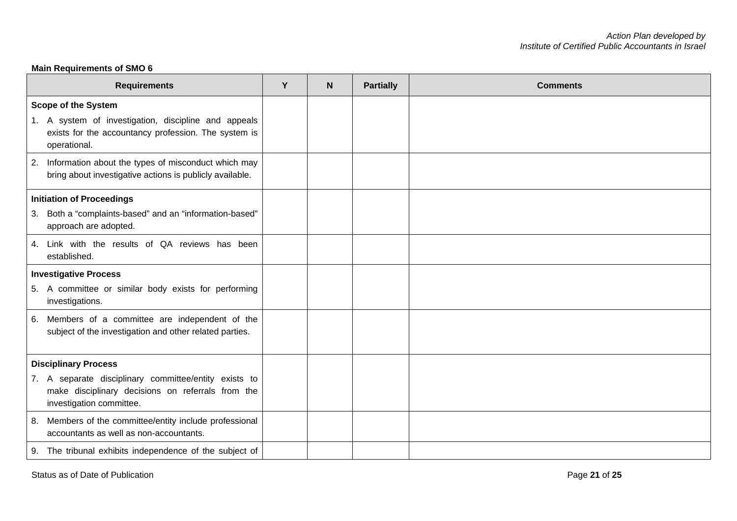**Main Requirements of SMO 6**

| Requirements | Y | N | Partially | Comments |
|---|---|---|---|---|
| **Scope of the System**<br>1. A system of investigation, discipline and appeals exists for the accountancy profession. The system is operational. | | | | |
| 2. Information about the types of misconduct which may bring about investigative actions is publicly available. | | | | |
| **Initiation of Proceedings**<br>3. Both a "complaints-based" and an "information-based" approach are adopted. | | | | |
| 4. Link with the results of QA reviews has been established. | | | | |
| **Investigative Process**<br>5. A committee or similar body exists for performing investigations. | | | | |
| 6. Members of a committee are independent of the subject of the investigation and other related parties. | | | | |
| **Disciplinary Process**<br>7. A separate disciplinary committee/entity exists to make disciplinary decisions on referrals from the investigation committee. | | | | |
| 8. Members of the committee/entity include professional accountants as well as non-accountants. | | | | |
| 9. The tribunal exhibits independence of the subject of | | | | |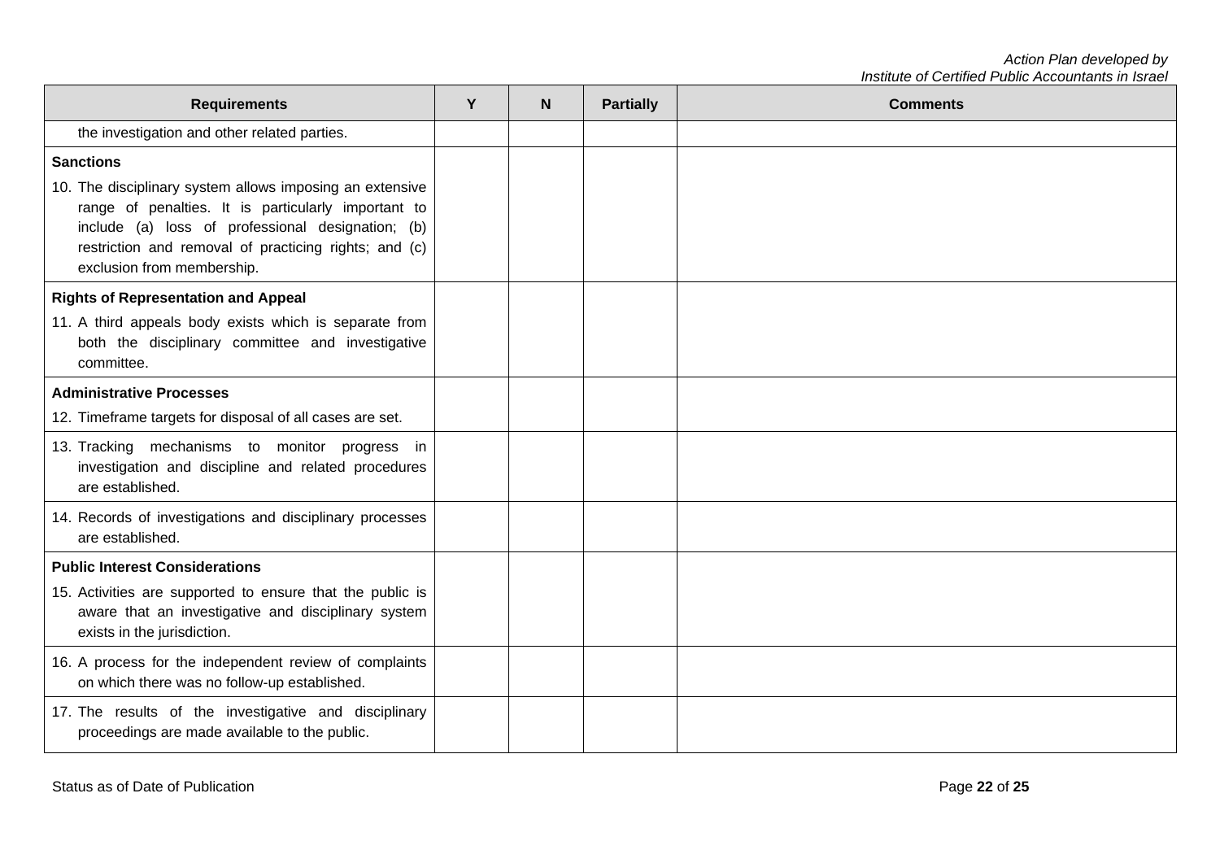| Requirements | Y | N | Partially | Comments |
|---|---|---|---|---|
| the investigation and other related parties. | | | | |
| **Sanctions**<br>10. The disciplinary system allows imposing an extensive range of penalties. It is particularly important to include (a) loss of professional designation; (b) restriction and removal of practicing rights; and (c) exclusion from membership. | | | | |
| **Rights of Representation and Appeal**<br>11. A third appeals body exists which is separate from both the disciplinary committee and investigative committee. | | | | |
| **Administrative Processes**<br>12. Timeframe targets for disposal of all cases are set. | | | | |
| 13. Tracking mechanisms to monitor progress in investigation and discipline and related procedures are established. | | | | |
| 14. Records of investigations and disciplinary processes are established. | | | | |
| **Public Interest Considerations**<br>15. Activities are supported to ensure that the public is aware that an investigative and disciplinary system exists in the jurisdiction. | | | | |
| 16. A process for the independent review of complaints on which there was no follow-up established. | | | | |
| 17. The results of the investigative and disciplinary proceedings are made available to the public. | | | | |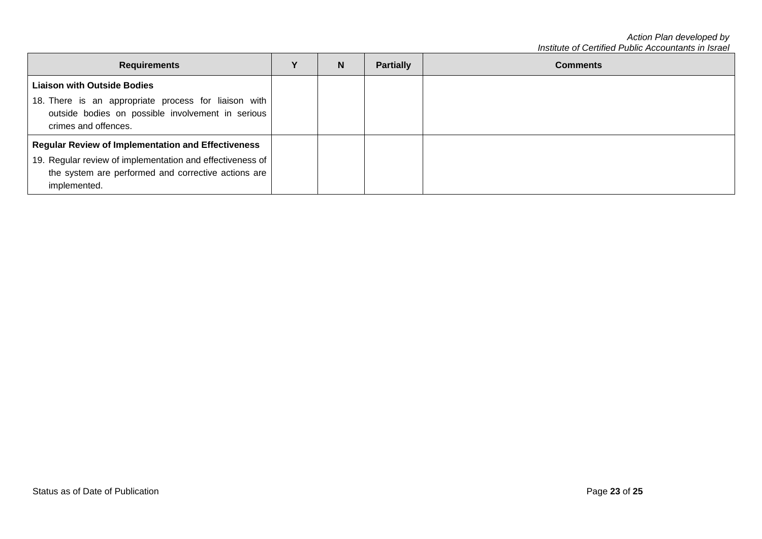| Requirements | Y | N | Partially | Comments |
| --- | --- | --- | --- | --- |
| **Liaison with Outside Bodies**<br>18. There is an appropriate process for liaison with outside bodies on possible involvement in serious crimes and offences. | | | | |
| **Regular Review of Implementation and Effectiveness**<br>19. Regular review of implementation and effectiveness of the system are performed and corrective actions are implemented. | | | | |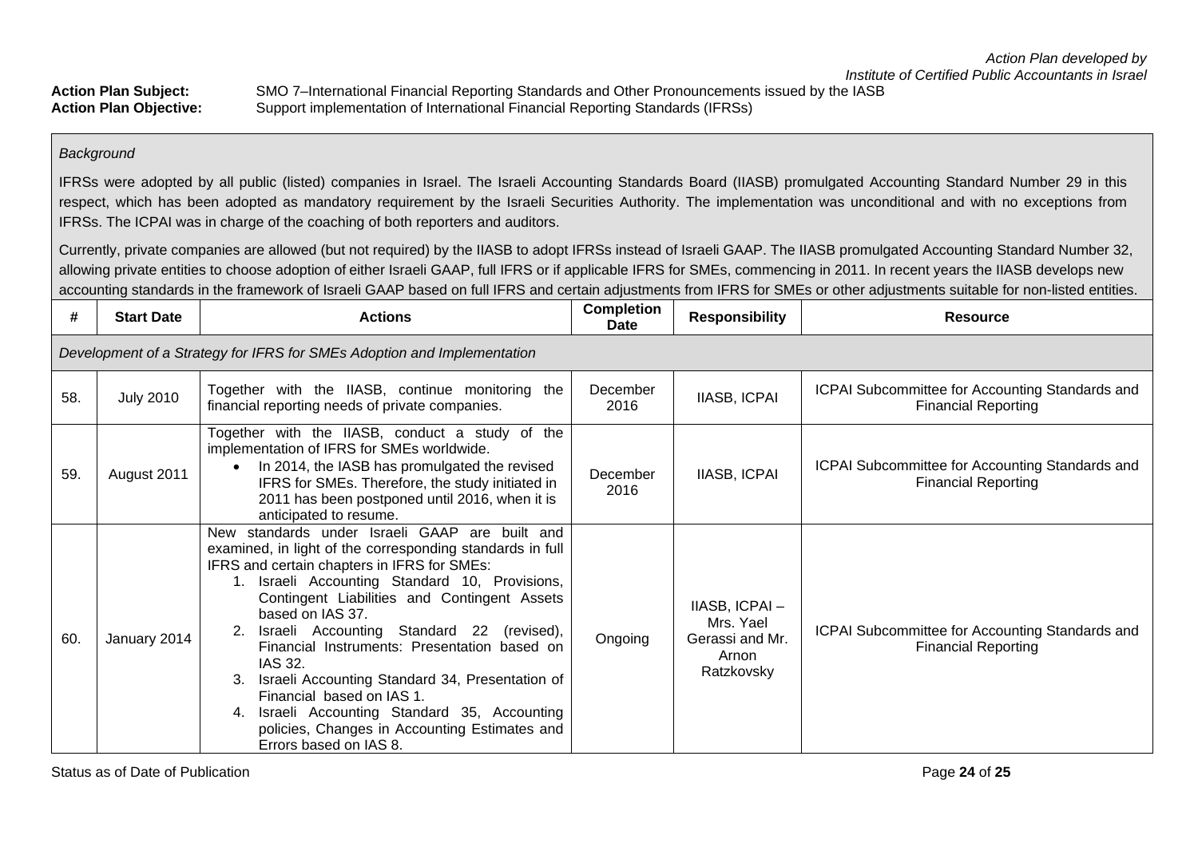*Action Plan developed by*
*Institute of Certified Public Accountants in Israel*

**Action Plan Subject:** SMO 7–International Financial Reporting Standards and Other Pronouncements issued by the IASB
**Action Plan Objective:** Support implementation of International Financial Reporting Standards (IFRSs)

*Background*

IFRSs were adopted by all public (listed) companies in Israel. The Israeli Accounting Standards Board (IIASB) promulgated Accounting Standard Number 29 in this respect, which has been adopted as mandatory requirement by the Israeli Securities Authority. The implementation was unconditional and with no exceptions from IFRSs. The ICPAI was in charge of the coaching of both reporters and auditors.

Currently, private companies are allowed (but not required) by the IIASB to adopt IFRSs instead of Israeli GAAP. The IIASB promulgated Accounting Standard Number 32, allowing private entities to choose adoption of either Israeli GAAP, full IFRS or if applicable IFRS for SMEs, commencing in 2011. In recent years the IIASB develops new accounting standards in the framework of Israeli GAAP based on full IFRS and certain adjustments from IFRS for SMEs or other adjustments suitable for non-listed entities.

| # | Start Date | Actions | Completion Date | Responsibility | Resource |
|---|---|---|---|---|---|
| *Development of a Strategy for IFRS for SMEs Adoption and Implementation* | | | | | |
| 58. | July 2010 | Together with the IIASB, continue monitoring the financial reporting needs of private companies. | December 2016 | IIASB, ICPAI | ICPAI Subcommittee for Accounting Standards and Financial Reporting |
| 59. | August 2011 | Together with the IIASB, conduct a study of the implementation of IFRS for SMEs worldwide.<br>• In 2014, the IASB has promulgated the revised IFRS for SMEs. Therefore, the study initiated in 2011 has been postponed until 2016, when it is anticipated to resume. | December 2016 | IIASB, ICPAI | ICPAI Subcommittee for Accounting Standards and Financial Reporting |
| 60. | January 2014 | New standards under Israeli GAAP are built and examined, in light of the corresponding standards in full IFRS and certain chapters in IFRS for SMEs:<br>1. Israeli Accounting Standard 10, Provisions, Contingent Liabilities and Contingent Assets based on IAS 37.<br>2. Israeli Accounting Standard 22 (revised), Financial Instruments: Presentation based on IAS 32.<br>3. Israeli Accounting Standard 34, Presentation of Financial based on IAS 1.<br>4. Israeli Accounting Standard 35, Accounting policies, Changes in Accounting Estimates and Errors based on IAS 8. | Ongoing | IIASB, ICPAI – Mrs. Yael Gerassi and Mr. Arnon Ratzkovsky | ICPAI Subcommittee for Accounting Standards and Financial Reporting |

Status as of Date of Publication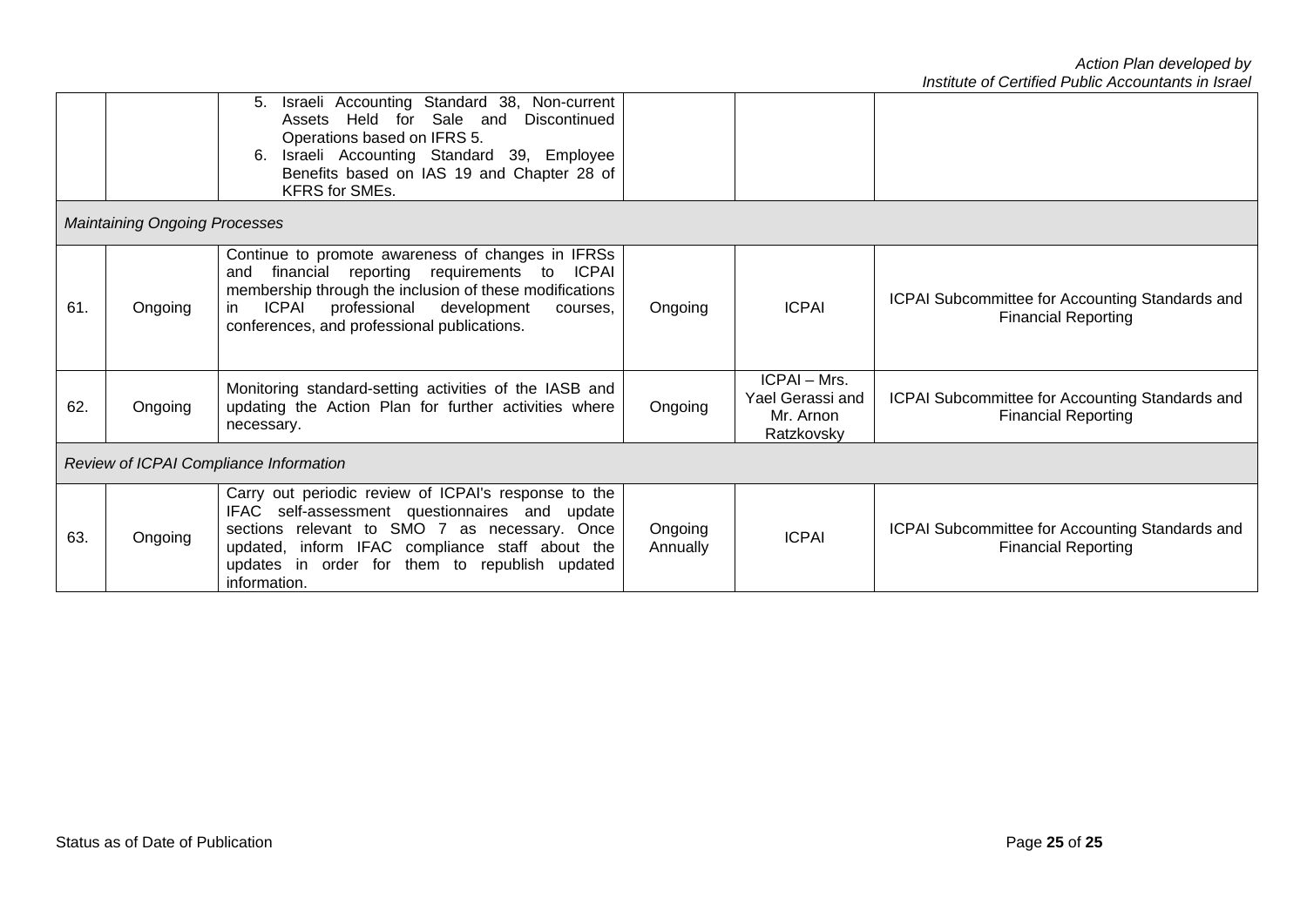| | | | | | |
|---|---|---|---|---|---|
| | | 5. Israeli Accounting Standard 38, Non-current Assets Held for Sale and Discontinued Operations based on IFRS 5.<br>6. Israeli Accounting Standard 39, Employee Benefits based on IAS 19 and Chapter 28 of KFRS for SMEs. | | | |
| *Maintaining Ongoing Processes* | | | | | |
| 61. | Ongoing | Continue to promote awareness of changes in IFRSs and financial reporting requirements to ICPAI membership through the inclusion of these modifications in ICPAI professional development courses, conferences, and professional publications. | Ongoing | ICPAI | ICPAI Subcommittee for Accounting Standards and Financial Reporting |
| 62. | Ongoing | Monitoring standard-setting activities of the IASB and updating the Action Plan for further activities where necessary. | Ongoing | ICPAI – Mrs. Yael Gerassi and Mr. Arnon Ratzkovsky | ICPAI Subcommittee for Accounting Standards and Financial Reporting |
| *Review of ICPAI Compliance Information* | | | | | |
| 63. | Ongoing | Carry out periodic review of ICPAI's response to the IFAC self-assessment questionnaires and update sections relevant to SMO 7 as necessary. Once updated, inform IFAC compliance staff about the updates in order for them to republish updated information. | Ongoing Annually | ICPAI | ICPAI Subcommittee for Accounting Standards and Financial Reporting |